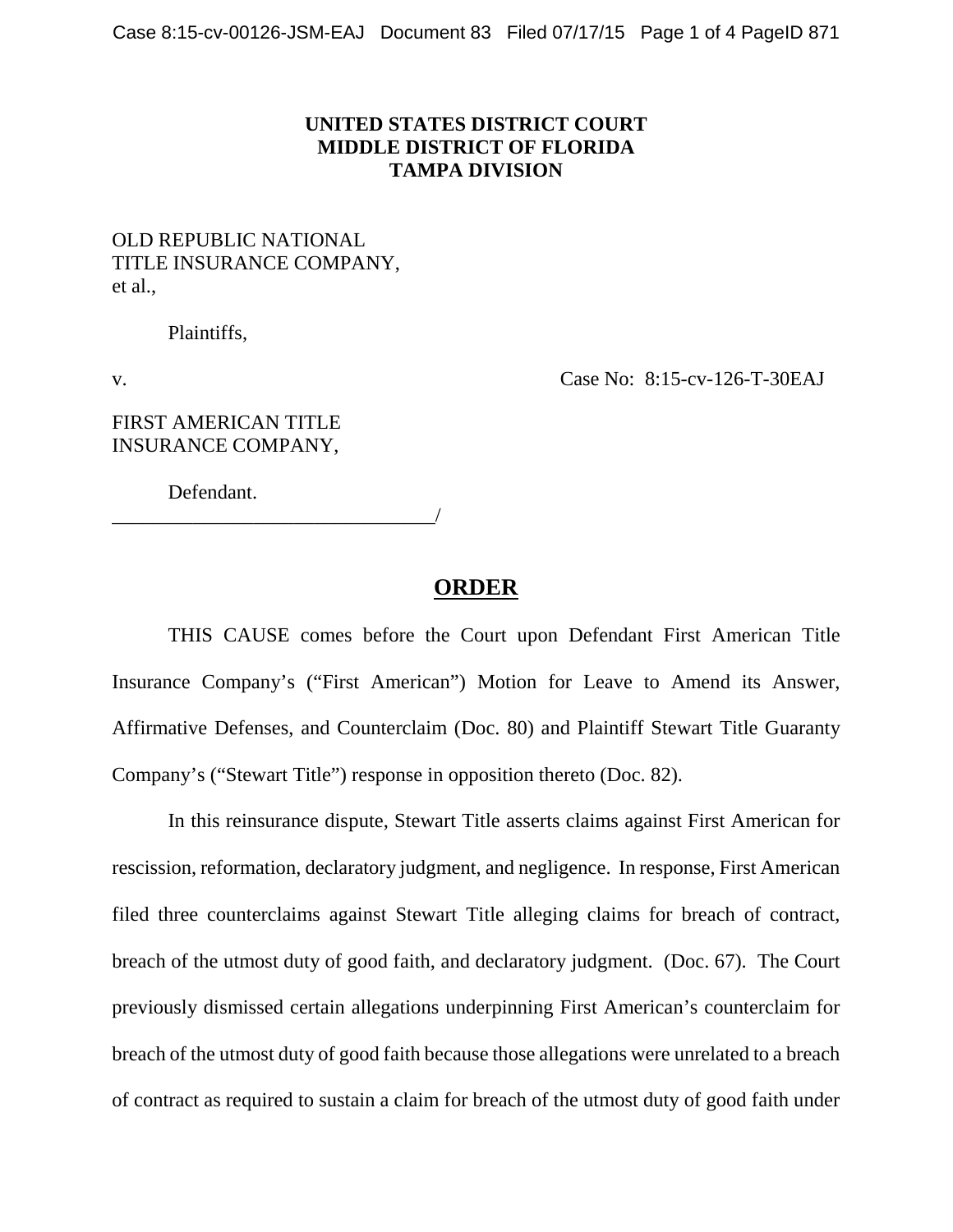**UNITED STATES DISTRICT COURT**
**MIDDLE DISTRICT OF FLORIDA**
**TAMPA DIVISION**

OLD REPUBLIC NATIONAL TITLE INSURANCE COMPANY, et al.,

Plaintiffs,

v. Case No: 8:15-cv-126-T-30EAJ

FIRST AMERICAN TITLE INSURANCE COMPANY,

Defendant.
_________________________________/

# ORDER

THIS CAUSE comes before the Court upon Defendant First American Title Insurance Company's ("First American") Motion for Leave to Amend its Answer, Affirmative Defenses, and Counterclaim (Doc. 80) and Plaintiff Stewart Title Guaranty Company's ("Stewart Title") response in opposition thereto (Doc. 82).

In this reinsurance dispute, Stewart Title asserts claims against First American for rescission, reformation, declaratory judgment, and negligence. In response, First American filed three counterclaims against Stewart Title alleging claims for breach of contract, breach of the utmost duty of good faith, and declaratory judgment. (Doc. 67). The Court previously dismissed certain allegations underpinning First American's counterclaim for breach of the utmost duty of good faith because those allegations were unrelated to a breach of contract as required to sustain a claim for breach of the utmost duty of good faith under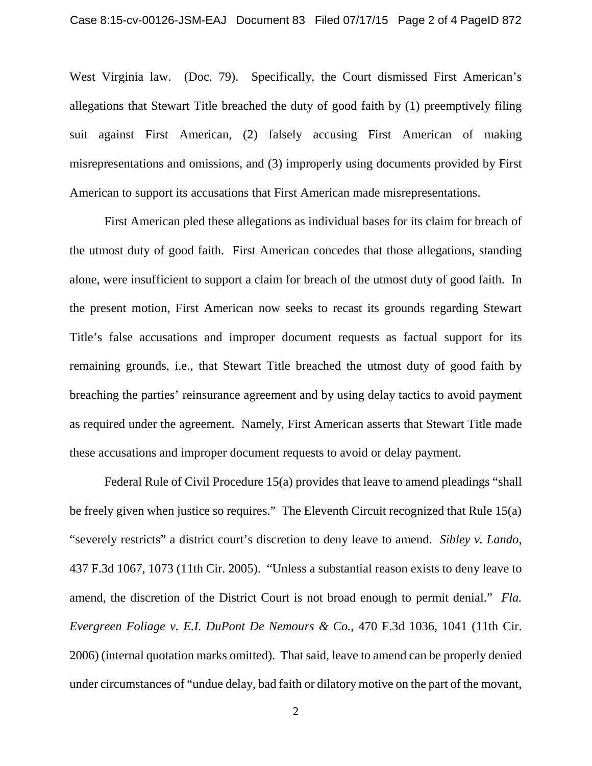West Virginia law. (Doc. 79). Specifically, the Court dismissed First American's allegations that Stewart Title breached the duty of good faith by (1) preemptively filing suit against First American, (2) falsely accusing First American of making misrepresentations and omissions, and (3) improperly using documents provided by First American to support its accusations that First American made misrepresentations.

First American pled these allegations as individual bases for its claim for breach of the utmost duty of good faith. First American concedes that those allegations, standing alone, were insufficient to support a claim for breach of the utmost duty of good faith. In the present motion, First American now seeks to recast its grounds regarding Stewart Title's false accusations and improper document requests as factual support for its remaining grounds, i.e., that Stewart Title breached the utmost duty of good faith by breaching the parties' reinsurance agreement and by using delay tactics to avoid payment as required under the agreement. Namely, First American asserts that Stewart Title made these accusations and improper document requests to avoid or delay payment.

Federal Rule of Civil Procedure 15(a) provides that leave to amend pleadings "shall be freely given when justice so requires." The Eleventh Circuit recognized that Rule 15(a) "severely restricts" a district court's discretion to deny leave to amend. *Sibley v. Lando*, 437 F.3d 1067, 1073 (11th Cir. 2005). "Unless a substantial reason exists to deny leave to amend, the discretion of the District Court is not broad enough to permit denial." *Fla. Evergreen Foliage v. E.I. DuPont De Nemours & Co.*, 470 F.3d 1036, 1041 (11th Cir. 2006) (internal quotation marks omitted). That said, leave to amend can be properly denied under circumstances of "undue delay, bad faith or dilatory motive on the part of the movant,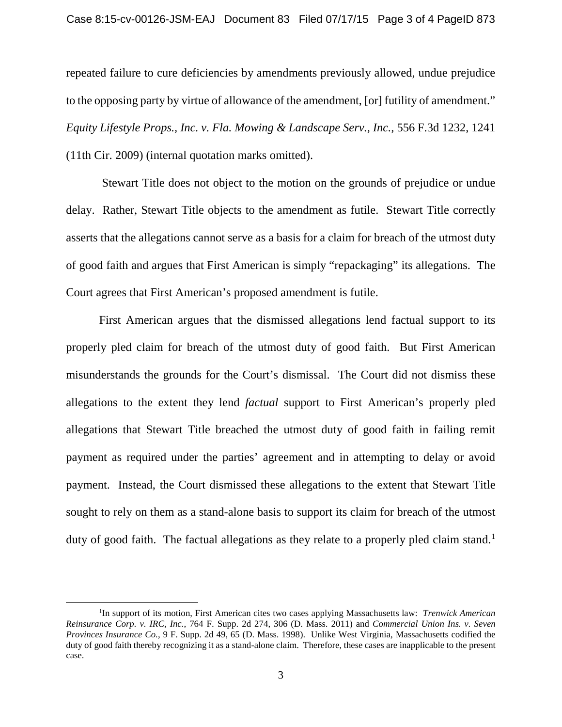repeated failure to cure deficiencies by amendments previously allowed, undue prejudice to the opposing party by virtue of allowance of the amendment, [or] futility of amendment." *Equity Lifestyle Props., Inc. v. Fla. Mowing & Landscape Serv., Inc.*, 556 F.3d 1232, 1241 (11th Cir. 2009) (internal quotation marks omitted).

Stewart Title does not object to the motion on the grounds of prejudice or undue delay. Rather, Stewart Title objects to the amendment as futile. Stewart Title correctly asserts that the allegations cannot serve as a basis for a claim for breach of the utmost duty of good faith and argues that First American is simply "repackaging" its allegations. The Court agrees that First American's proposed amendment is futile.

First American argues that the dismissed allegations lend factual support to its properly pled claim for breach of the utmost duty of good faith. But First American misunderstands the grounds for the Court's dismissal. The Court did not dismiss these allegations to the extent they lend *factual* support to First American's properly pled allegations that Stewart Title breached the utmost duty of good faith in failing remit payment as required under the parties' agreement and in attempting to delay or avoid payment. Instead, the Court dismissed these allegations to the extent that Stewart Title sought to rely on them as a stand-alone basis to support its claim for breach of the utmost duty of good faith. The factual allegations as they relate to a properly pled claim stand.[1]

[1]In support of its motion, First American cites two cases applying Massachusetts law: *Trenwick American Reinsurance Corp. v. IRC, Inc.*, 764 F. Supp. 2d 274, 306 (D. Mass. 2011) and *Commercial Union Ins. v. Seven Provinces Insurance Co.*, 9 F. Supp. 2d 49, 65 (D. Mass. 1998). Unlike West Virginia, Massachusetts codified the duty of good faith thereby recognizing it as a stand-alone claim. Therefore, these cases are inapplicable to the present case.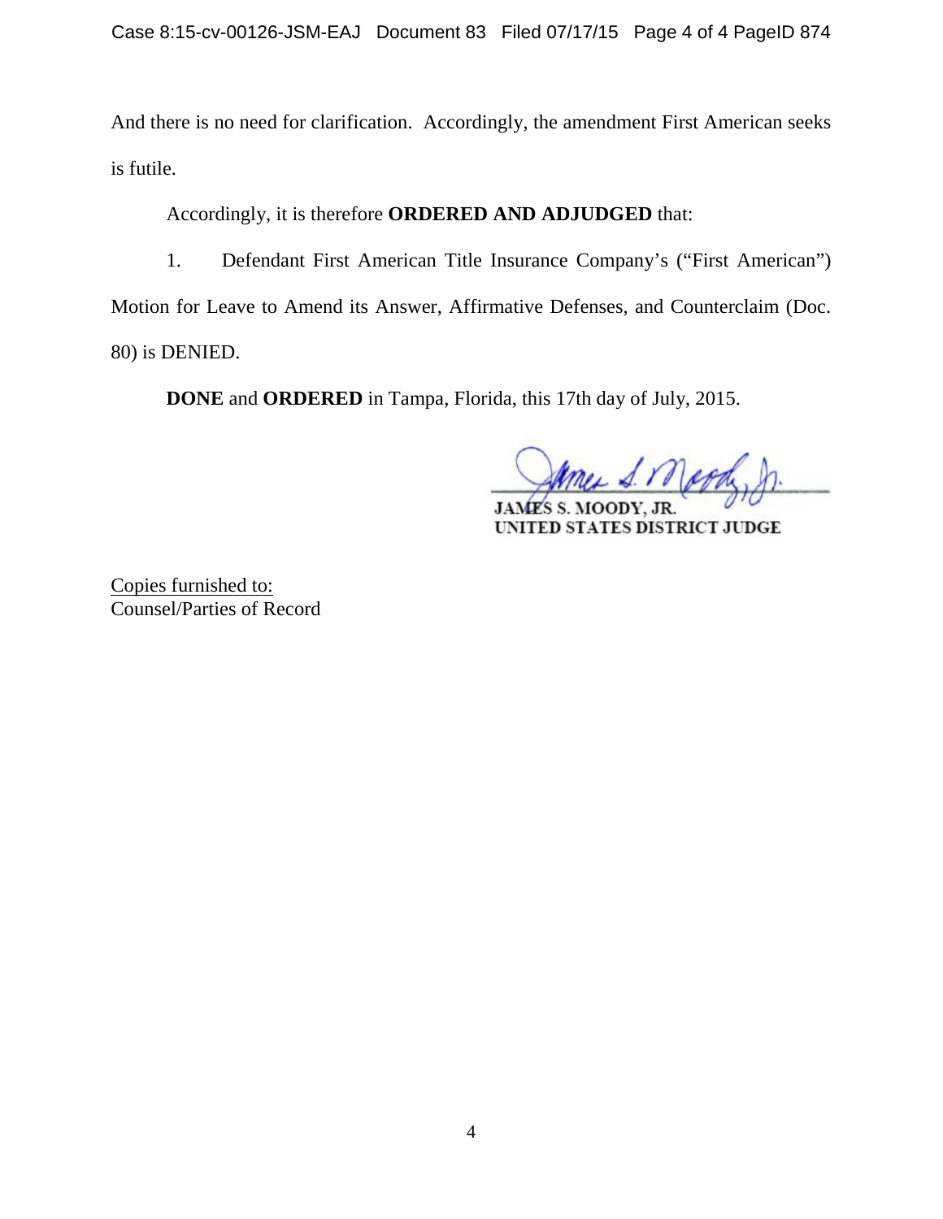And there is no need for clarification. Accordingly, the amendment First American seeks is futile.

Accordingly, it is therefore **ORDERED AND ADJUDGED** that:

1. Defendant First American Title Insurance Company's ("First American") Motion for Leave to Amend its Answer, Affirmative Defenses, and Counterclaim (Doc. 80) is DENIED.

**DONE** and **ORDERED** in Tampa, Florida, this 17th day of July, 2015.

JAMES S. MOODY, JR.
UNITED STATES DISTRICT JUDGE

Copies furnished to:
Counsel/Parties of Record